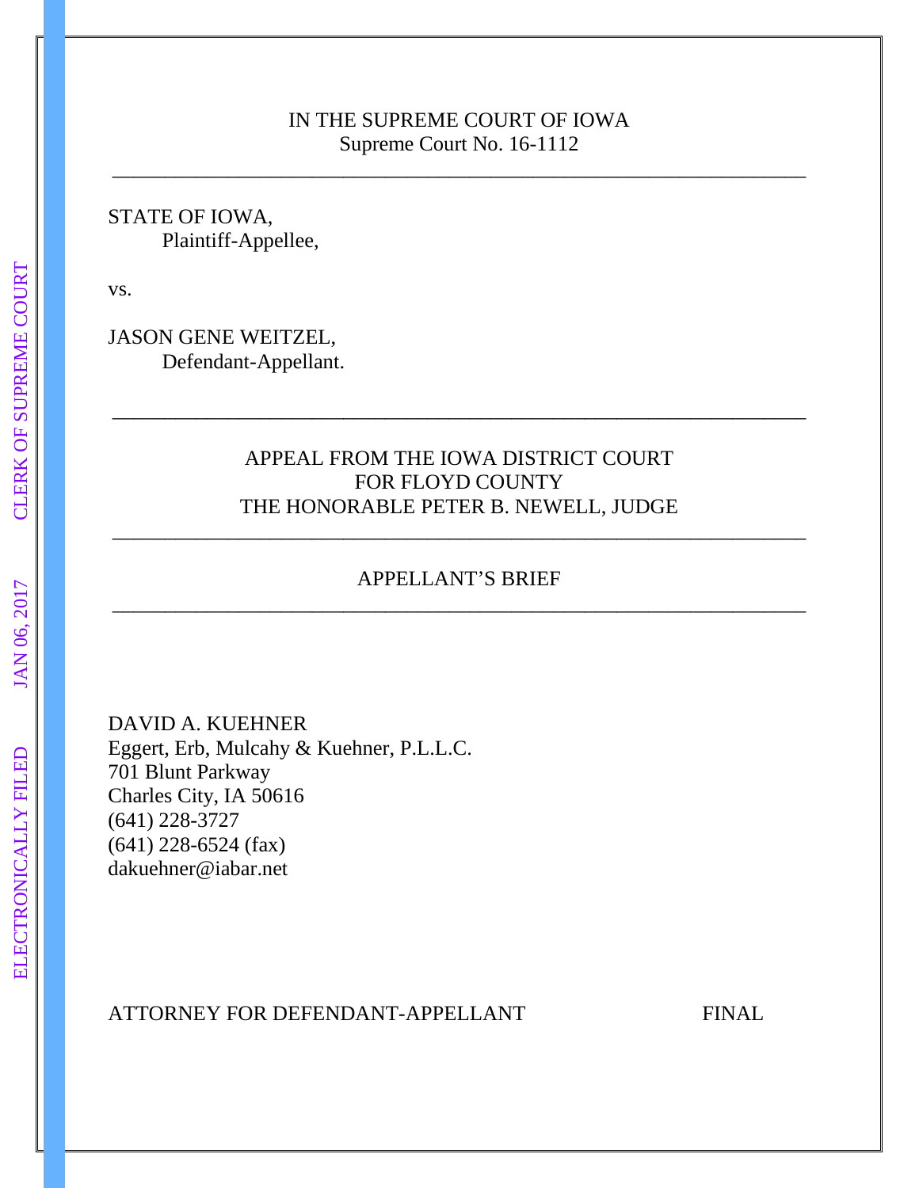IN THE SUPREME COURT OF IOWA
Supreme Court No. 16-1112

---

STATE OF IOWA,
Plaintiff-Appellee,

vs.

JASON GENE WEITZEL,
Defendant-Appellant.

---

APPEAL FROM THE IOWA DISTRICT COURT
FOR FLOYD COUNTY
THE HONORABLE PETER B. NEWELL, JUDGE

---

APPELLANT'S BRIEF

---

DAVID A. KUEHNER
Eggert, Erb, Mulcahy & Kuehner, P.L.L.C.
701 Blunt Parkway
Charles City, IA 50616
(641) 228-3727
(641) 228-6524 (fax)
dakuehner@iabar.net

ATTORNEY FOR DEFENDANT-APPELLANT FINAL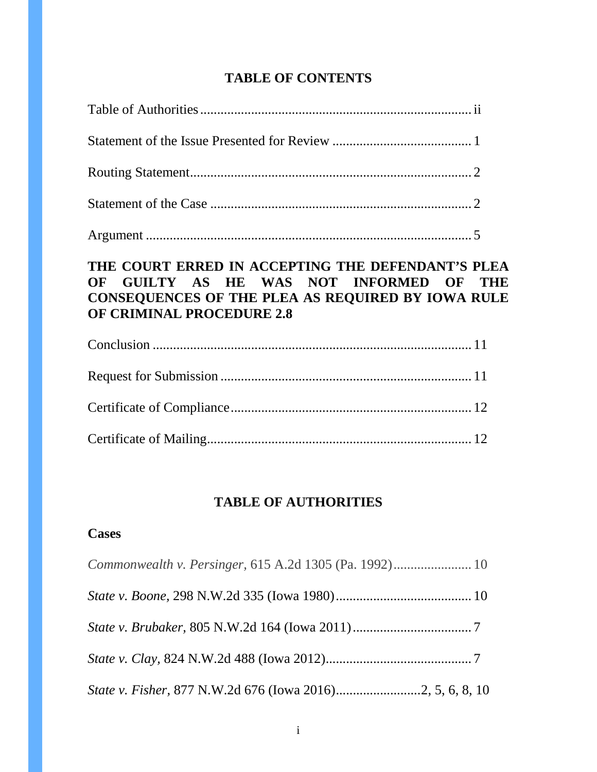## TABLE OF CONTENTS

Table of Authorities .................................................................................. ii

Statement of the Issue Presented for Review ......................................... 1

Routing Statement..................................................................................... 2

Statement of the Case ............................................................................... 2

Argument .................................................................................................. 5

**THE COURT ERRED IN ACCEPTING THE DEFENDANT'S PLEA OF GUILTY AS HE WAS NOT INFORMED OF THE CONSEQUENCES OF THE PLEA AS REQUIRED BY IOWA RULE OF CRIMINAL PROCEDURE 2.8**

Conclusion ............................................................................................... 11

Request for Submission .......................................................................... 11

Certificate of Compliance....................................................................... 12

Certificate of Mailing.............................................................................. 12

## TABLE OF AUTHORITIES

### Cases

*Commonwealth v. Persinger*, 615 A.2d 1305 (Pa. 1992)....................... 10

*State v. Boone*, 298 N.W.2d 335 (Iowa 1980)........................................ 10

*State v. Brubaker*, 805 N.W.2d 164 (Iowa 2011)................................... 7

*State v. Clay*, 824 N.W.2d 488 (Iowa 2012)........................................... 7

*State v. Fisher*, 877 N.W.2d 676 (Iowa 2016).........................2, 5, 6, 8, 10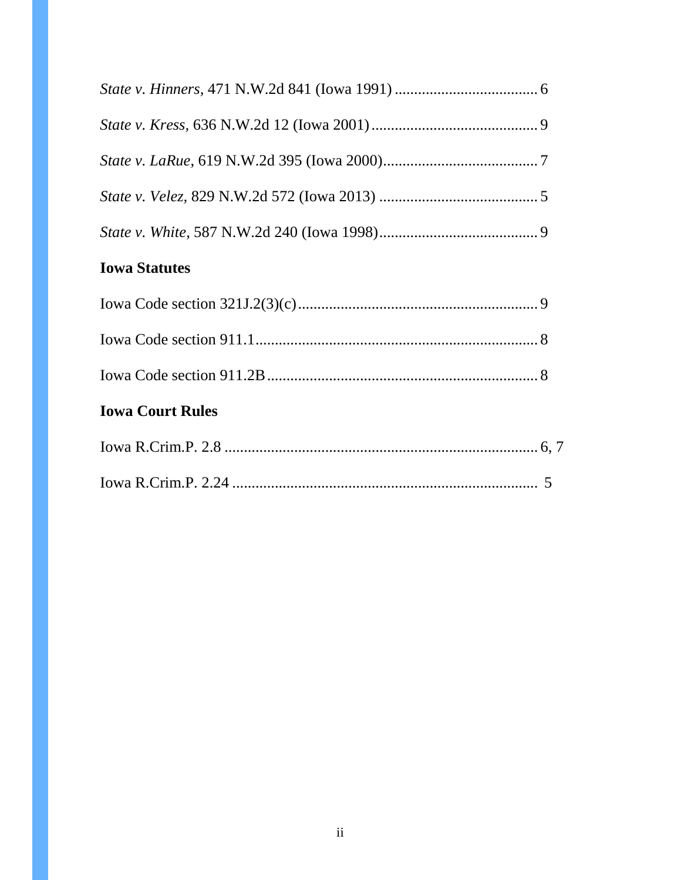*State v. Hinners*, 471 N.W.2d 841 (Iowa 1991) ..................................... 6

*State v. Kress*, 636 N.W.2d 12 (Iowa 2001) ........................................... 9

*State v. LaRue*, 619 N.W.2d 395 (Iowa 2000)........................................ 7

*State v. Velez*, 829 N.W.2d 572 (Iowa 2013) ......................................... 5

*State v. White*, 587 N.W.2d 240 (Iowa 1998)......................................... 9

**Iowa Statutes**

Iowa Code section 321J.2(3)(c).............................................................. 9

Iowa Code section 911.1......................................................................... 8

Iowa Code section 911.2B...................................................................... 8

**Iowa Court Rules**

Iowa R.Crim.P. 2.8 ................................................................................ 6, 7

Iowa R.Crim.P. 2.24 ............................................................................... 5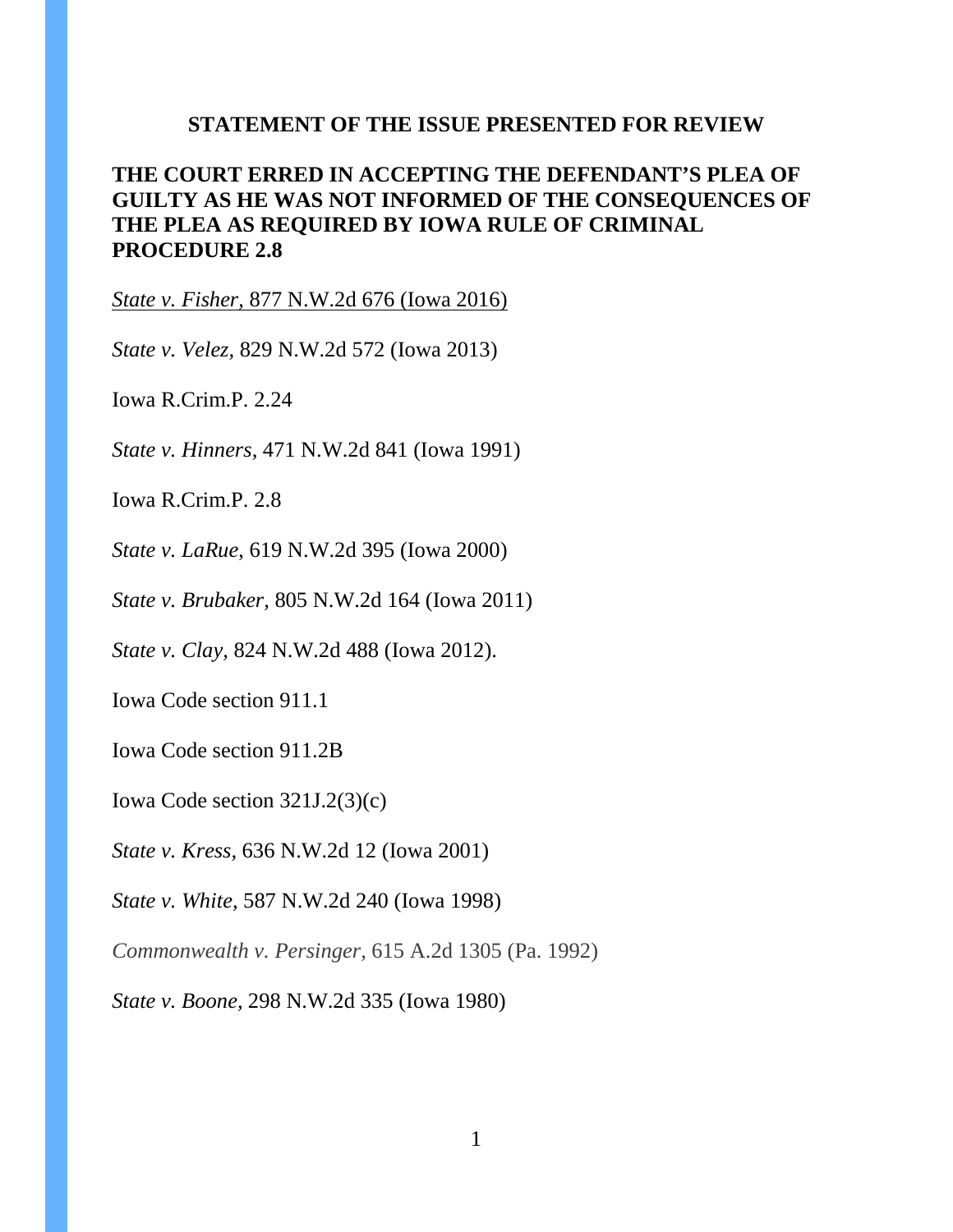## STATEMENT OF THE ISSUE PRESENTED FOR REVIEW

**THE COURT ERRED IN ACCEPTING THE DEFENDANT'S PLEA OF GUILTY AS HE WAS NOT INFORMED OF THE CONSEQUENCES OF THE PLEA AS REQUIRED BY IOWA RULE OF CRIMINAL PROCEDURE 2.8**

*State v. Fisher,* 877 N.W.2d 676 (Iowa 2016)

*State v. Velez,* 829 N.W.2d 572 (Iowa 2013)

Iowa R.Crim.P. 2.24

*State v. Hinners*, 471 N.W.2d 841 (Iowa 1991)

Iowa R.Crim.P. 2.8

*State v. LaRue,* 619 N.W.2d 395 (Iowa 2000)

*State v. Brubaker,* 805 N.W.2d 164 (Iowa 2011)

*State v. Clay,* 824 N.W.2d 488 (Iowa 2012).

Iowa Code section 911.1

Iowa Code section 911.2B

Iowa Code section 321J.2(3)(c)

*State v. Kress,* 636 N.W.2d 12 (Iowa 2001)

*State v. White,* 587 N.W.2d 240 (Iowa 1998)

*Commonwealth v. Persinger,* 615 A.2d 1305 (Pa. 1992)

*State v. Boone,* 298 N.W.2d 335 (Iowa 1980)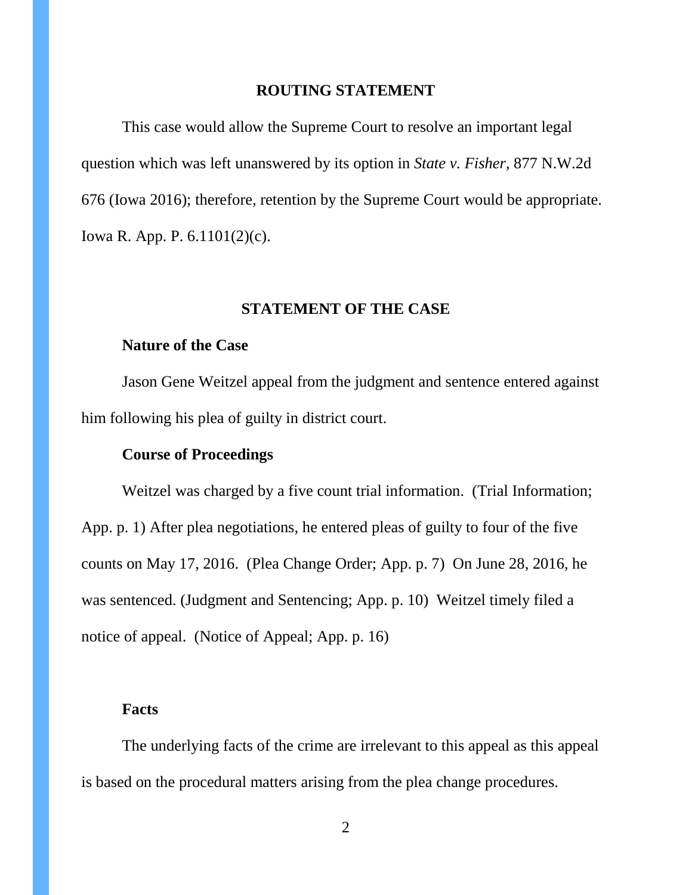## ROUTING STATEMENT

This case would allow the Supreme Court to resolve an important legal question which was left unanswered by its option in *State v. Fisher,* 877 N.W.2d 676 (Iowa 2016); therefore, retention by the Supreme Court would be appropriate. Iowa R. App. P. 6.1101(2)(c).

## STATEMENT OF THE CASE

### Nature of the Case

Jason Gene Weitzel appeal from the judgment and sentence entered against him following his plea of guilty in district court.

### Course of Proceedings

Weitzel was charged by a five count trial information. (Trial Information; App. p. 1) After plea negotiations, he entered pleas of guilty to four of the five counts on May 17, 2016. (Plea Change Order; App. p. 7) On June 28, 2016, he was sentenced. (Judgment and Sentencing; App. p. 10) Weitzel timely filed a notice of appeal. (Notice of Appeal; App. p. 16)

### Facts

The underlying facts of the crime are irrelevant to this appeal as this appeal is based on the procedural matters arising from the plea change procedures.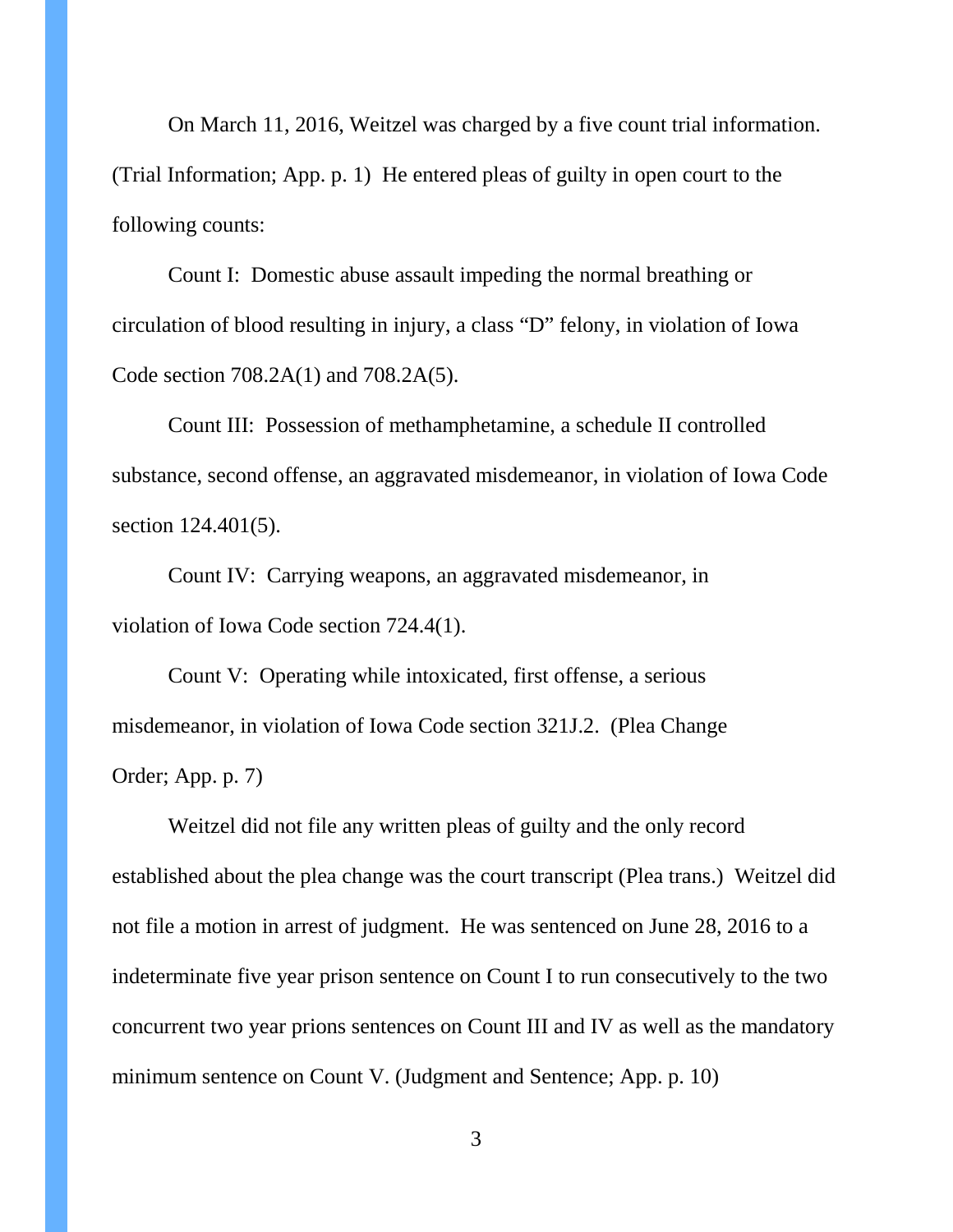On March 11, 2016, Weitzel was charged by a five count trial information. (Trial Information; App. p. 1) He entered pleas of guilty in open court to the following counts:

Count I: Domestic abuse assault impeding the normal breathing or circulation of blood resulting in injury, a class “D” felony, in violation of Iowa Code section 708.2A(1) and 708.2A(5).

Count III: Possession of methamphetamine, a schedule II controlled substance, second offense, an aggravated misdemeanor, in violation of Iowa Code section 124.401(5).

Count IV: Carrying weapons, an aggravated misdemeanor, in violation of Iowa Code section 724.4(1).

Count V: Operating while intoxicated, first offense, a serious misdemeanor, in violation of Iowa Code section 321J.2. (Plea Change Order; App. p. 7)

Weitzel did not file any written pleas of guilty and the only record established about the plea change was the court transcript (Plea trans.) Weitzel did not file a motion in arrest of judgment. He was sentenced on June 28, 2016 to a indeterminate five year prison sentence on Count I to run consecutively to the two concurrent two year prions sentences on Count III and IV as well as the mandatory minimum sentence on Count V. (Judgment and Sentence; App. p. 10)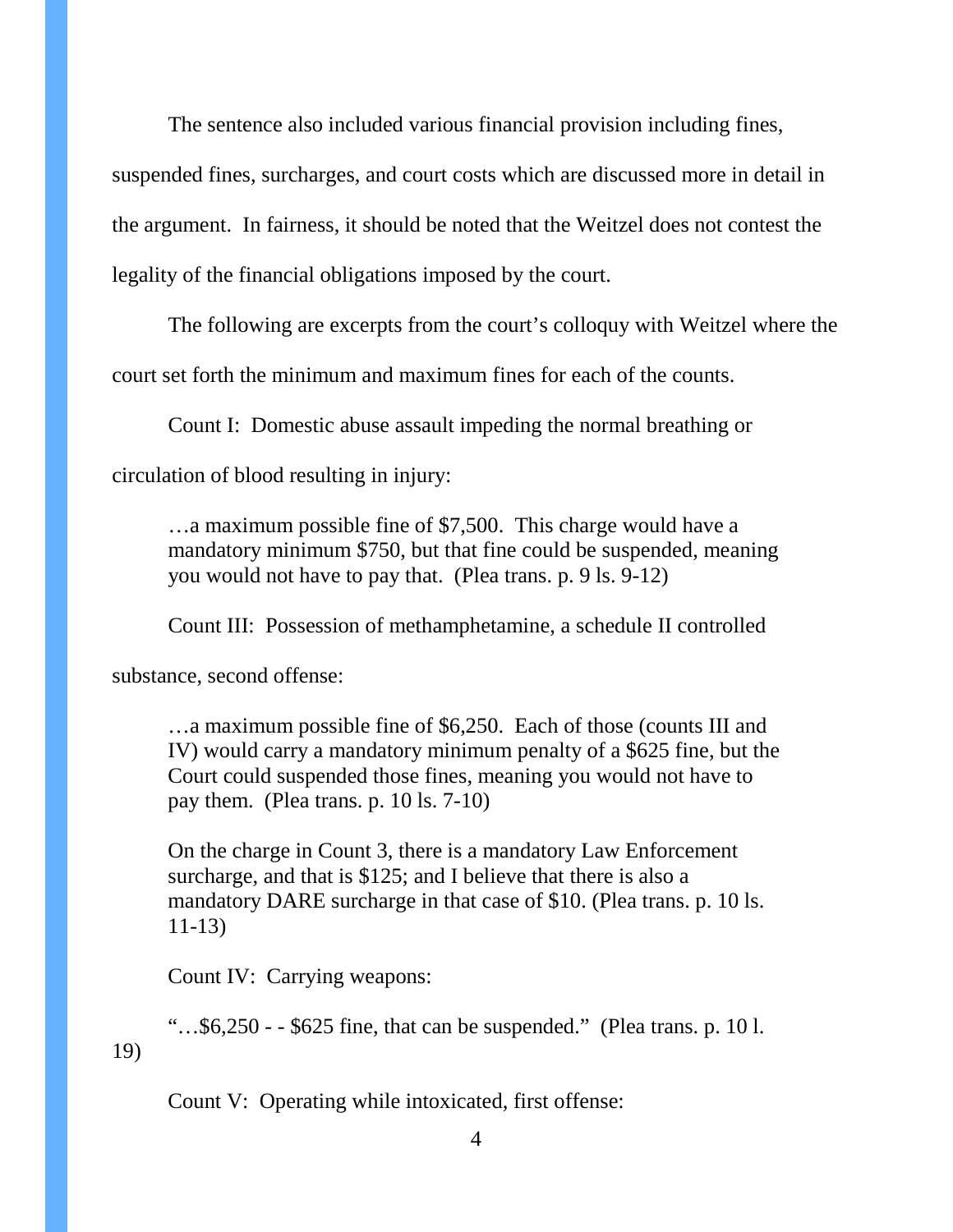The sentence also included various financial provision including fines, suspended fines, surcharges, and court costs which are discussed more in detail in the argument. In fairness, it should be noted that the Weitzel does not contest the legality of the financial obligations imposed by the court.

The following are excerpts from the court's colloquy with Weitzel where the court set forth the minimum and maximum fines for each of the counts.

Count I: Domestic abuse assault impeding the normal breathing or circulation of blood resulting in injury:

> …a maximum possible fine of $7,500. This charge would have a mandatory minimum $750, but that fine could be suspended, meaning you would not have to pay that. (Plea trans. p. 9 ls. 9-12)

Count III: Possession of methamphetamine, a schedule II controlled substance, second offense:

> …a maximum possible fine of $6,250. Each of those (counts III and IV) would carry a mandatory minimum penalty of a $625 fine, but the Court could suspended those fines, meaning you would not have to pay them. (Plea trans. p. 10 ls. 7-10)
>
> On the charge in Count 3, there is a mandatory Law Enforcement surcharge, and that is $125; and I believe that there is also a mandatory DARE surcharge in that case of $10. (Plea trans. p. 10 ls. 11-13)

Count IV: Carrying weapons:

"…$6,250 - - $625 fine, that can be suspended." (Plea trans. p. 10 l. 19)

Count V: Operating while intoxicated, first offense: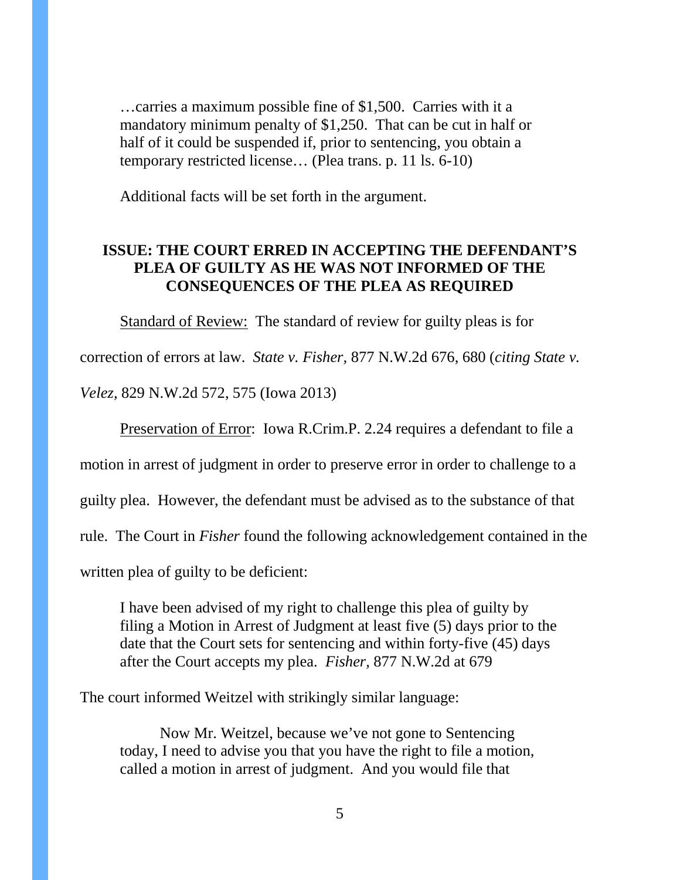> …carries a maximum possible fine of $1,500. Carries with it a mandatory minimum penalty of $1,250. That can be cut in half or half of it could be suspended if, prior to sentencing, you obtain a temporary restricted license… (Plea trans. p. 11 ls. 6-10)

Additional facts will be set forth in the argument.

**ISSUE: THE COURT ERRED IN ACCEPTING THE DEFENDANT'S PLEA OF GUILTY AS HE WAS NOT INFORMED OF THE CONSEQUENCES OF THE PLEA AS REQUIRED**

<u>Standard of Review:</u> The standard of review for guilty pleas is for correction of errors at law. *State v. Fisher,* 877 N.W.2d 676, 680 (*citing State v. Velez,* 829 N.W.2d 572, 575 (Iowa 2013)

<u>Preservation of Error</u>: Iowa R.Crim.P. 2.24 requires a defendant to file a motion in arrest of judgment in order to preserve error in order to challenge to a guilty plea. However, the defendant must be advised as to the substance of that rule. The Court in *Fisher* found the following acknowledgement contained in the written plea of guilty to be deficient:

> I have been advised of my right to challenge this plea of guilty by filing a Motion in Arrest of Judgment at least five (5) days prior to the date that the Court sets for sentencing and within forty-five (45) days after the Court accepts my plea. *Fisher,* 877 N.W.2d at 679

The court informed Weitzel with strikingly similar language:

> Now Mr. Weitzel, because we've not gone to Sentencing today, I need to advise you that you have the right to file a motion, called a motion in arrest of judgment. And you would file that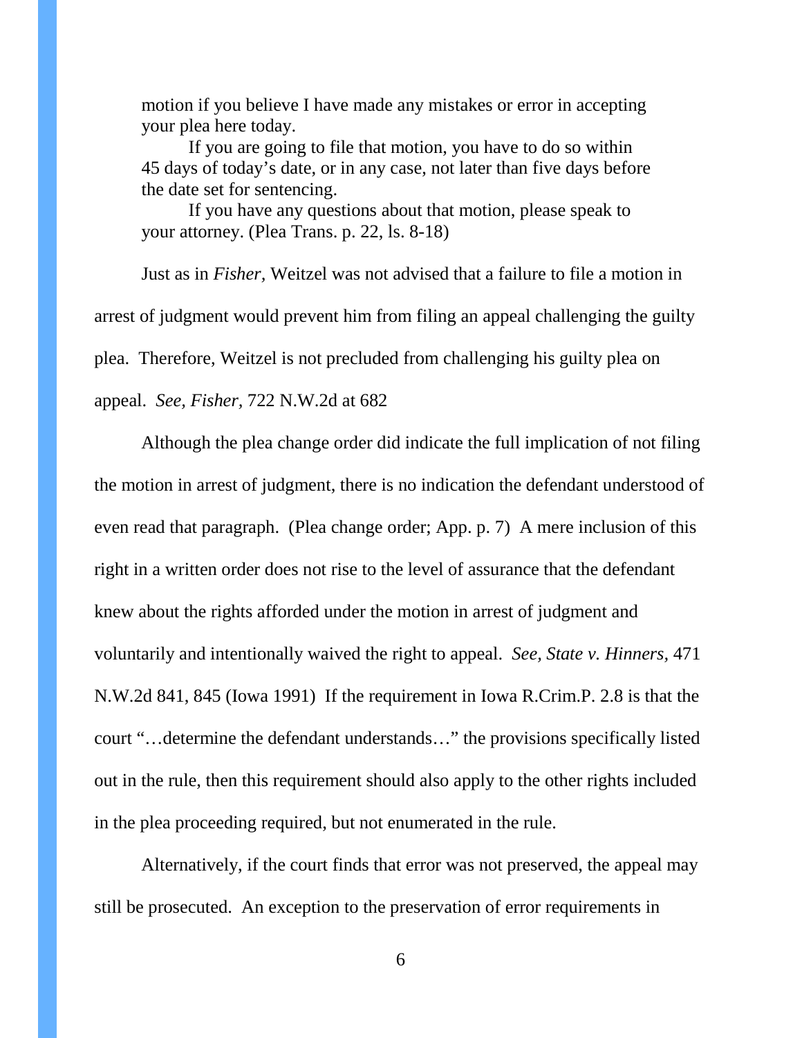> motion if you believe I have made any mistakes or error in accepting your plea here today.
>
> If you are going to file that motion, you have to do so within 45 days of today's date, or in any case, not later than five days before the date set for sentencing.
>
> If you have any questions about that motion, please speak to your attorney. (Plea Trans. p. 22, ls. 8-18)

Just as in *Fisher*, Weitzel was not advised that a failure to file a motion in arrest of judgment would prevent him from filing an appeal challenging the guilty plea. Therefore, Weitzel is not precluded from challenging his guilty plea on appeal. *See, Fisher*, 722 N.W.2d at 682

Although the plea change order did indicate the full implication of not filing the motion in arrest of judgment, there is no indication the defendant understood of even read that paragraph. (Plea change order; App. p. 7) A mere inclusion of this right in a written order does not rise to the level of assurance that the defendant knew about the rights afforded under the motion in arrest of judgment and voluntarily and intentionally waived the right to appeal. *See, State v. Hinners*, 471 N.W.2d 841, 845 (Iowa 1991) If the requirement in Iowa R.Crim.P. 2.8 is that the court "…determine the defendant understands…" the provisions specifically listed out in the rule, then this requirement should also apply to the other rights included in the plea proceeding required, but not enumerated in the rule.

Alternatively, if the court finds that error was not preserved, the appeal may still be prosecuted. An exception to the preservation of error requirements in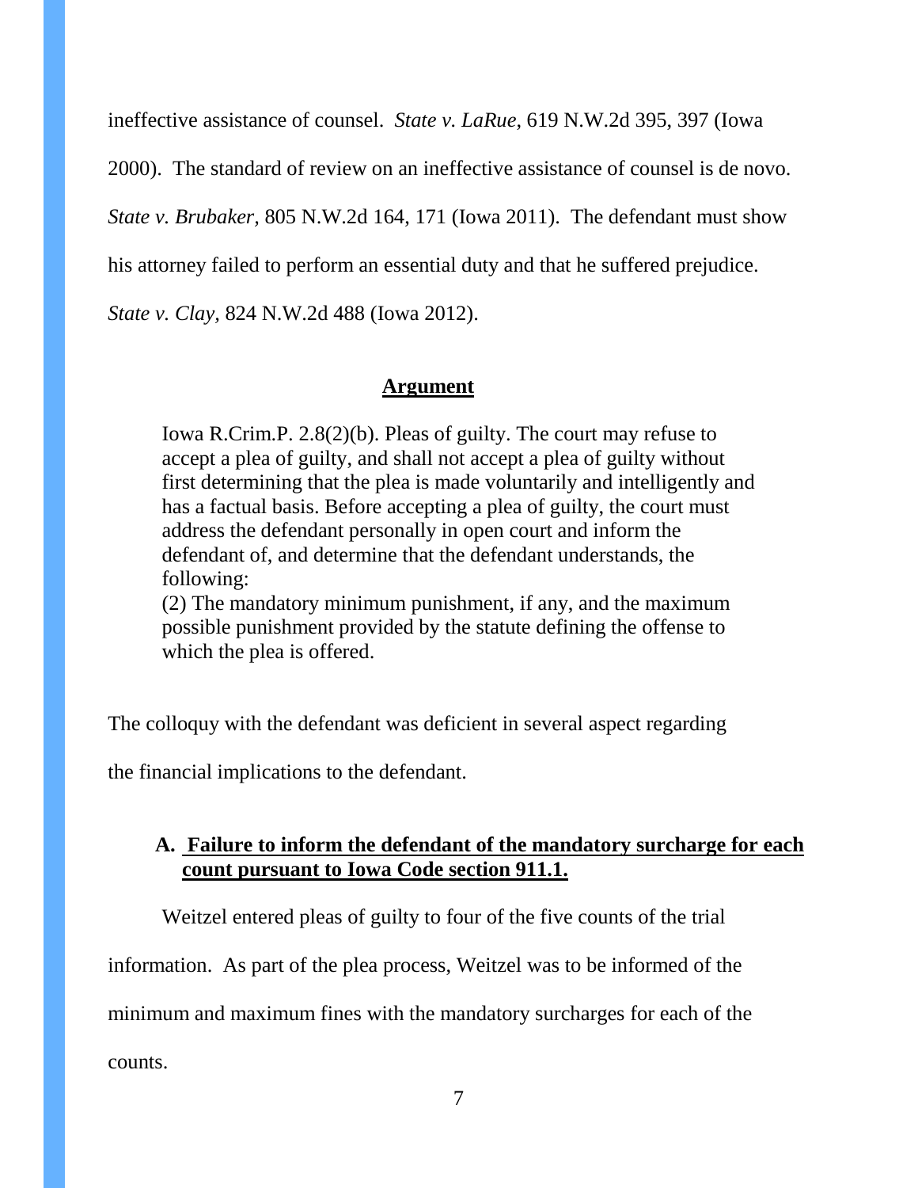ineffective assistance of counsel. *State v. LaRue*, 619 N.W.2d 395, 397 (Iowa 2000). The standard of review on an ineffective assistance of counsel is de novo. *State v. Brubaker*, 805 N.W.2d 164, 171 (Iowa 2011). The defendant must show his attorney failed to perform an essential duty and that he suffered prejudice. *State v. Clay*, 824 N.W.2d 488 (Iowa 2012).

## Argument

> Iowa R.Crim.P. 2.8(2)(b). Pleas of guilty. The court may refuse to accept a plea of guilty, and shall not accept a plea of guilty without first determining that the plea is made voluntarily and intelligently and has a factual basis. Before accepting a plea of guilty, the court must address the defendant personally in open court and inform the defendant of, and determine that the defendant understands, the following:
> (2) The mandatory minimum punishment, if any, and the maximum possible punishment provided by the statute defining the offense to which the plea is offered.

The colloquy with the defendant was deficient in several aspect regarding the financial implications to the defendant.

### A. Failure to inform the defendant of the mandatory surcharge for each count pursuant to Iowa Code section 911.1.

Weitzel entered pleas of guilty to four of the five counts of the trial information. As part of the plea process, Weitzel was to be informed of the minimum and maximum fines with the mandatory surcharges for each of the counts.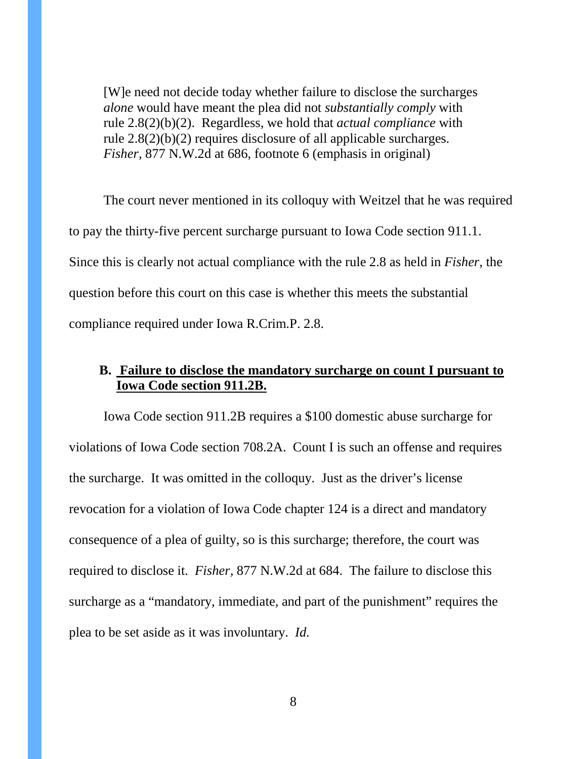> [W]e need not decide today whether failure to disclose the surcharges *alone* would have meant the plea did not *substantially comply* with rule 2.8(2)(b)(2). Regardless, we hold that *actual compliance* with rule 2.8(2)(b)(2) requires disclosure of all applicable surcharges. *Fisher,* 877 N.W.2d at 686, footnote 6 (emphasis in original)

The court never mentioned in its colloquy with Weitzel that he was required to pay the thirty-five percent surcharge pursuant to Iowa Code section 911.1. Since this is clearly not actual compliance with the rule 2.8 as held in *Fisher,* the question before this court on this case is whether this meets the substantial compliance required under Iowa R.Crim.P. 2.8.

### B. <u>Failure to disclose the mandatory surcharge on count I pursuant to Iowa Code section 911.2B.</u>

Iowa Code section 911.2B requires a $100 domestic abuse surcharge for violations of Iowa Code section 708.2A. Count I is such an offense and requires the surcharge. It was omitted in the colloquy. Just as the driver's license revocation for a violation of Iowa Code chapter 124 is a direct and mandatory consequence of a plea of guilty, so is this surcharge; therefore, the court was required to disclose it. *Fisher,* 877 N.W.2d at 684. The failure to disclose this surcharge as a "mandatory, immediate, and part of the punishment" requires the plea to be set aside as it was involuntary. *Id.*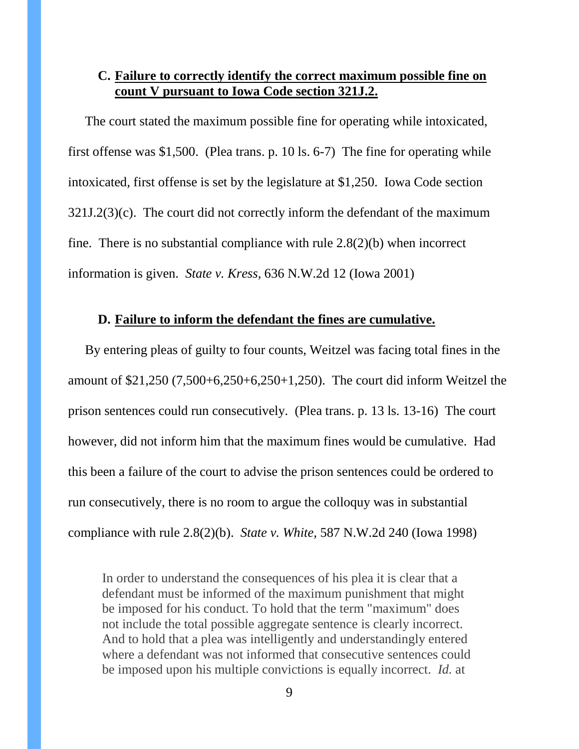### C. <u>Failure to correctly identify the correct maximum possible fine on count V pursuant to Iowa Code section 321J.2.</u>

The court stated the maximum possible fine for operating while intoxicated, first offense was $1,500. (Plea trans. p. 10 ls. 6-7) The fine for operating while intoxicated, first offense is set by the legislature at $1,250. Iowa Code section 321J.2(3)(c). The court did not correctly inform the defendant of the maximum fine. There is no substantial compliance with rule 2.8(2)(b) when incorrect information is given. *State v. Kress*, 636 N.W.2d 12 (Iowa 2001)

### D. <u>Failure to inform the defendant the fines are cumulative.</u>

By entering pleas of guilty to four counts, Weitzel was facing total fines in the amount of $21,250 (7,500+6,250+6,250+1,250). The court did inform Weitzel the prison sentences could run consecutively. (Plea trans. p. 13 ls. 13-16) The court however, did not inform him that the maximum fines would be cumulative. Had this been a failure of the court to advise the prison sentences could be ordered to run consecutively, there is no room to argue the colloquy was in substantial compliance with rule 2.8(2)(b). *State v. White*, 587 N.W.2d 240 (Iowa 1998)

> In order to understand the consequences of his plea it is clear that a defendant must be informed of the maximum punishment that might be imposed for his conduct. To hold that the term "maximum" does not include the total possible aggregate sentence is clearly incorrect. And to hold that a plea was intelligently and understandingly entered where a defendant was not informed that consecutive sentences could be imposed upon his multiple convictions is equally incorrect. *Id.* at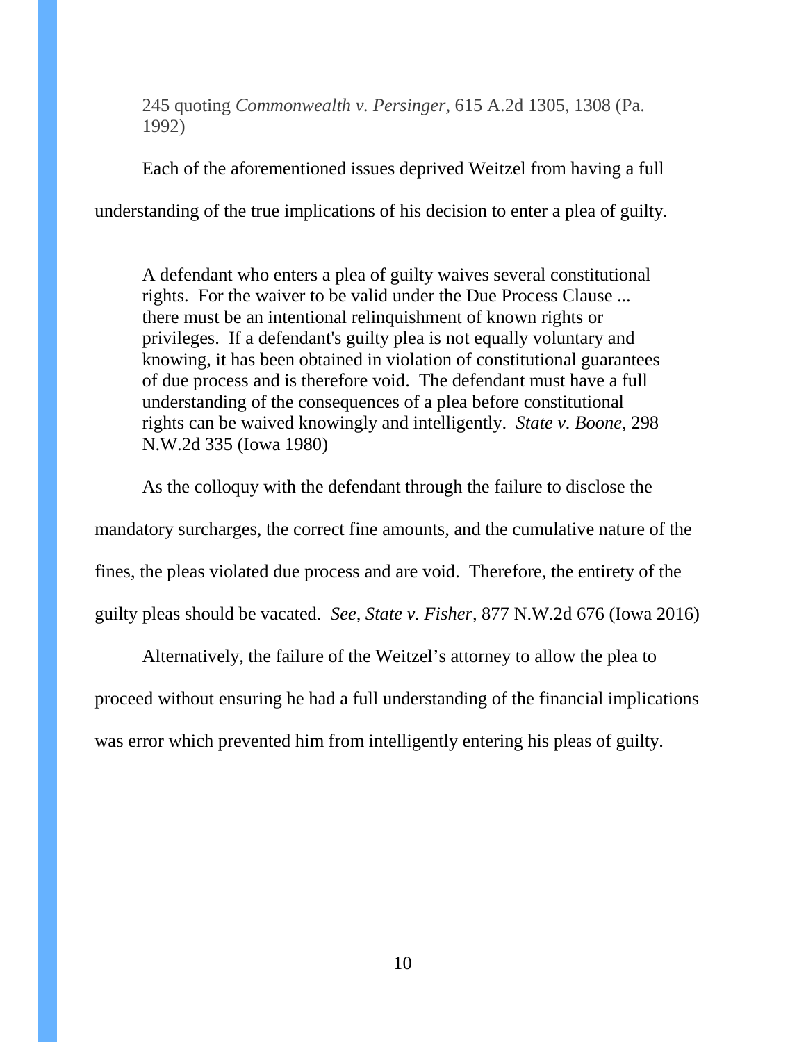> 245 quoting *Commonwealth v. Persinger,* 615 A.2d 1305, 1308 (Pa. 1992)

Each of the aforementioned issues deprived Weitzel from having a full understanding of the true implications of his decision to enter a plea of guilty.

> A defendant who enters a plea of guilty waives several constitutional rights. For the waiver to be valid under the Due Process Clause ... there must be an intentional relinquishment of known rights or privileges. If a defendant's guilty plea is not equally voluntary and knowing, it has been obtained in violation of constitutional guarantees of due process and is therefore void. The defendant must have a full understanding of the consequences of a plea before constitutional rights can be waived knowingly and intelligently. *State v. Boone,* 298 N.W.2d 335 (Iowa 1980)

As the colloquy with the defendant through the failure to disclose the mandatory surcharges, the correct fine amounts, and the cumulative nature of the fines, the pleas violated due process and are void. Therefore, the entirety of the guilty pleas should be vacated. *See, State v. Fisher,* 877 N.W.2d 676 (Iowa 2016)

Alternatively, the failure of the Weitzel's attorney to allow the plea to proceed without ensuring he had a full understanding of the financial implications was error which prevented him from intelligently entering his pleas of guilty.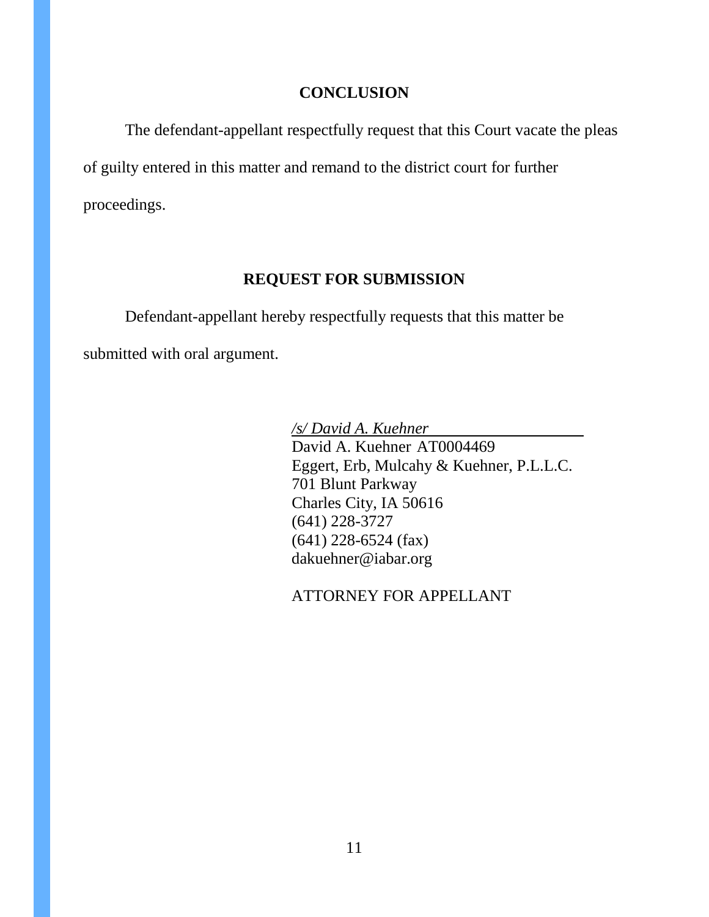## CONCLUSION

The defendant-appellant respectfully request that this Court vacate the pleas of guilty entered in this matter and remand to the district court for further proceedings.

## REQUEST FOR SUBMISSION

Defendant-appellant hereby respectfully requests that this matter be submitted with oral argument.

*/s/ David A. Kuehner*
David A. Kuehner AT0004469
Eggert, Erb, Mulcahy & Kuehner, P.L.L.C.
701 Blunt Parkway
Charles City, IA 50616
(641) 228-3727
(641) 228-6524 (fax)
dakuehner@iabar.org

ATTORNEY FOR APPELLANT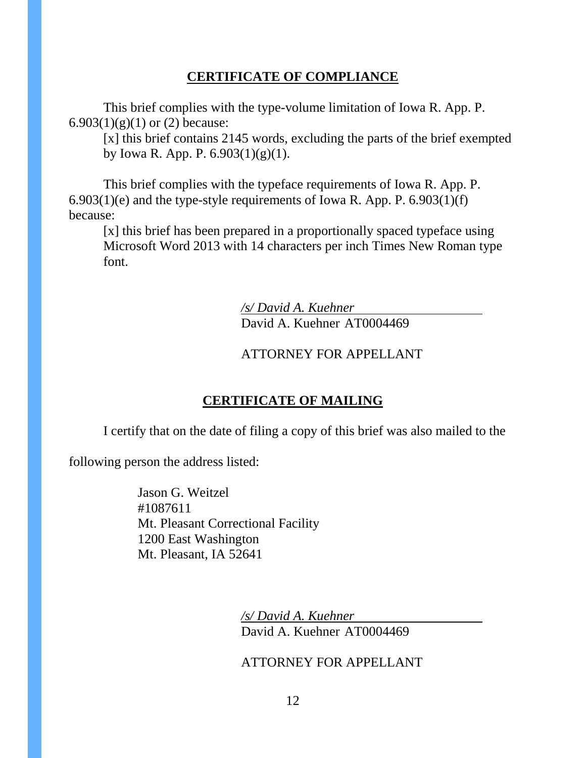## CERTIFICATE OF COMPLIANCE

This brief complies with the type-volume limitation of Iowa R. App. P. 6.903(1)(g)(1) or (2) because:

[x] this brief contains 2145 words, excluding the parts of the brief exempted by Iowa R. App. P. 6.903(1)(g)(1).

This brief complies with the typeface requirements of Iowa R. App. P. 6.903(1)(e) and the type-style requirements of Iowa R. App. P. 6.903(1)(f) because:

[x] this brief has been prepared in a proportionally spaced typeface using Microsoft Word 2013 with 14 characters per inch Times New Roman type font.

*/s/ David A. Kuehner*
David A. Kuehner AT0004469

ATTORNEY FOR APPELLANT

## CERTIFICATE OF MAILING

I certify that on the date of filing a copy of this brief was also mailed to the following person the address listed:

Jason G. Weitzel
#1087611
Mt. Pleasant Correctional Facility
1200 East Washington
Mt. Pleasant, IA 52641

*/s/ David A. Kuehner*
David A. Kuehner AT0004469

ATTORNEY FOR APPELLANT